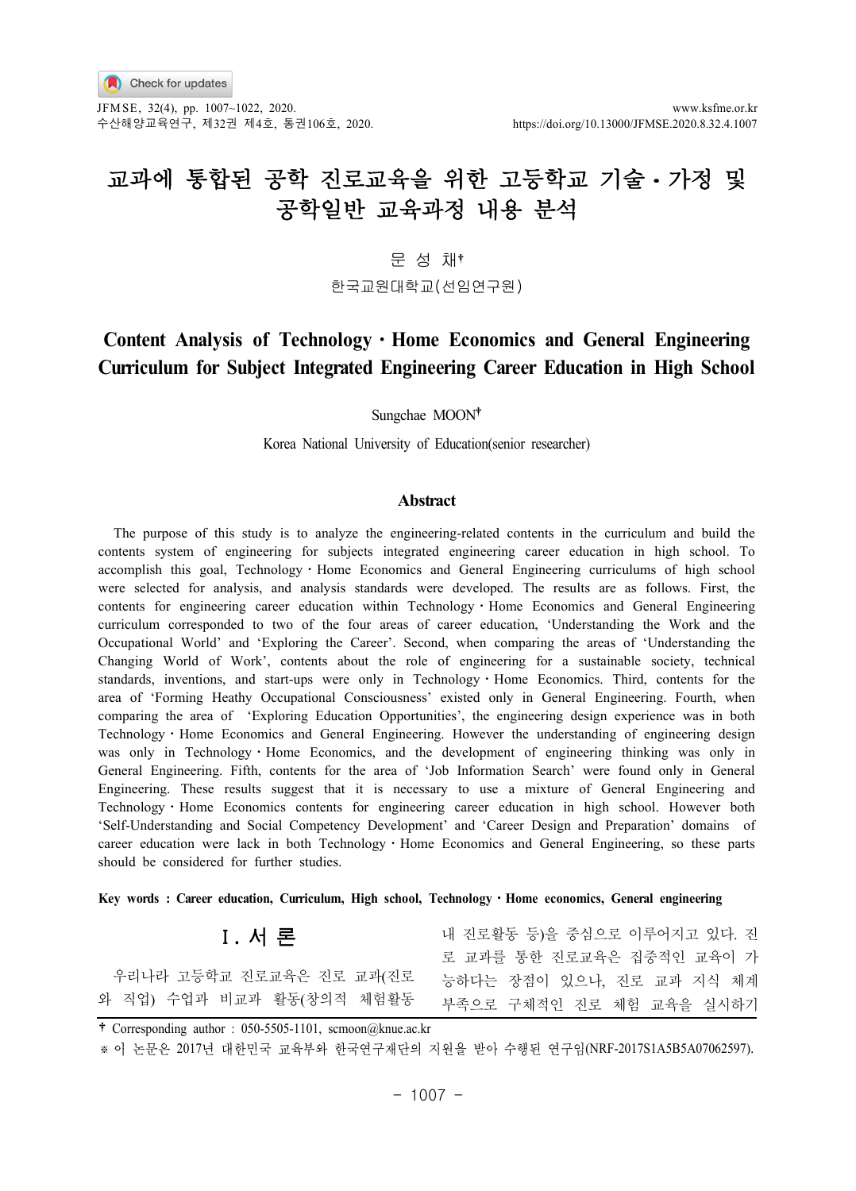# 교과에 통합된 공학 진로교육을 위한 고등학교 기술・가정 및 공학일반 교육과정 내용 분석

문 성 채†

한국교원대학교(선임연구원)

# Content Analysis of Technology・Home Economics and General Engineering Curriculum for Subject Integrated Engineering Career Education in High School

Sungchae MOON†

Korea National University of Education(senior researcher)

## Abstract

The purpose of this study is to analyze the engineering-related contents in the curriculum and build the contents system of engineering for subjects integrated engineering career education in high school. To accomplish this goal, Technology・Home Economics and General Engineering curriculums of high school were selected for analysis, and analysis standards were developed. The results are as follows. First, the contents for engineering career education within Technology・Home Economics and General Engineering curriculum corresponded to two of the four areas of career education, 'Understanding the Work and the Occupational World' and 'Exploring the Career'. Second, when comparing the areas of 'Understanding the Changing World of Work', contents about the role of engineering for a sustainable society, technical standards, inventions, and start-ups were only in Technology・Home Economics. Third, contents for the area of 'Forming Heathy Occupational Consciousness' existed only in General Engineering. Fourth, when comparing the area of 'Exploring Education Opportunities', the engineering design experience was in both Technology・Home Economics and General Engineering. However the understanding of engineering design was only in Technology・Home Economics, and the development of engineering thinking was only in General Engineering. Fifth, contents for the area of 'Job Information Search' were found only in General Engineering. These results suggest that it is necessary to use a mixture of General Engineering and Technology・Home Economics contents for engineering career education in high school. However both 'Self-Understanding and Social Competency Development' and 'Career Design and Preparation' domains of career education were lack in both Technology・Home Economics and General Engineering, so these parts should be considered for further studies.

**Key words : Career education, Curriculum, High school, Technology・Home economics, General engineering**

## Ⅰ. 서 론

우리나라 고등학교 진로교육은 진로 교과(진로와 직업) 수업과 비교과 활동(창의적 체험활동 내 진로활동 등)을 중심으로 이루어지고 있다. 진로 교과를 통한 진로교육은 집중적인 교육이 가능하다는 장점이 있으나, 진로 교과 지식 체계 부족으로 구체적인 진로 체험 교육을 실시하기

† Corresponding author : 050-5505-1101, scmoon@knue.ac.kr

※ 이 논문은 2017년 대한민국 교육부와 한국연구재단의 지원을 받아 수행된 연구임(NRF-2017S1A5B5A07062597).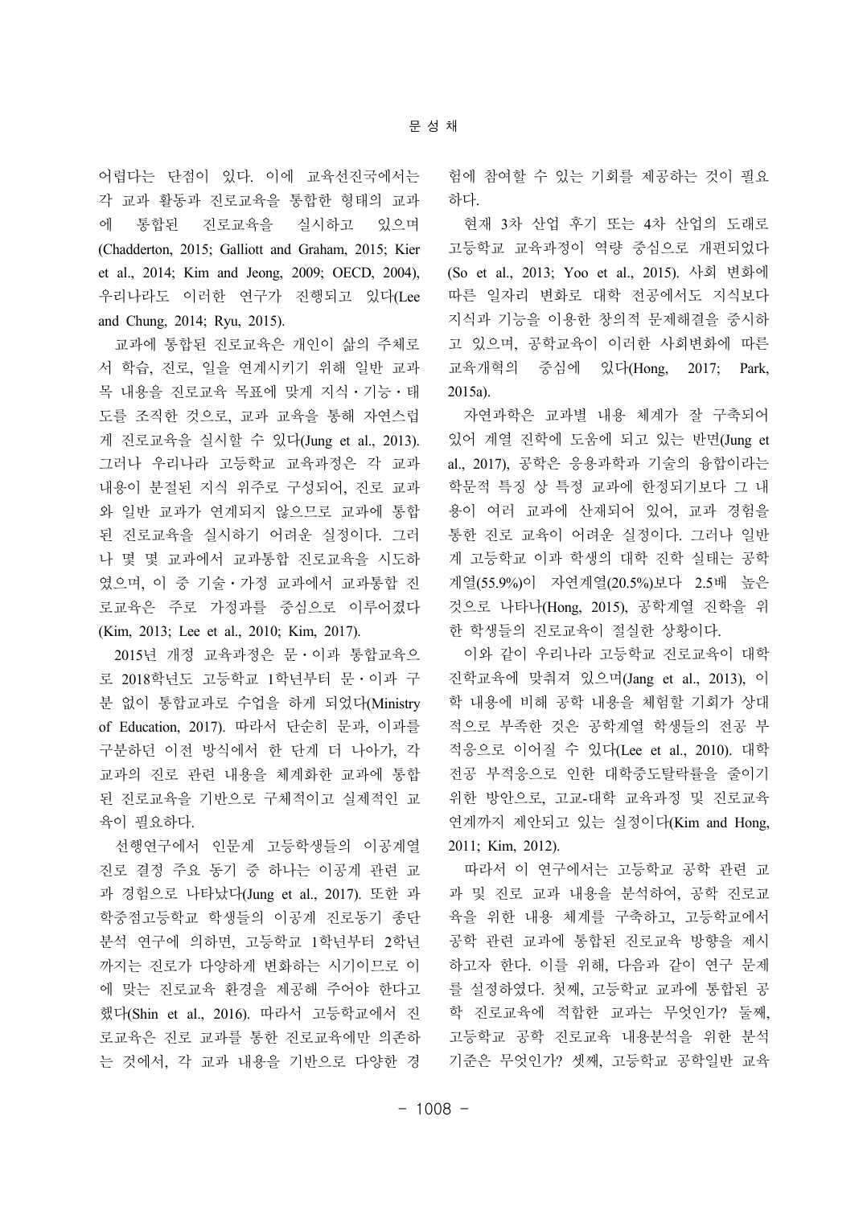어렵다는 단점이 있다. 이에 교육선진국에서는 각 교과 활동과 진로교육을 통합한 형태의 교과에 통합된 진로교육을 실시하고 있으며(Chadderton, 2015; Galliott and Graham, 2015; Kier et al., 2014; Kim and Jeong, 2009; OECD, 2004), 우리나라도 이러한 연구가 진행되고 있다(Lee and Chung, 2014; Ryu, 2015).

교과에 통합된 진로교육은 개인이 삶의 주체로서 학습, 진로, 일을 연계시키기 위해 일반 교과목 내용을 진로교육 목표에 맞게 지식・기능・태도를 조직한 것으로, 교과 교육을 통해 자연스럽게 진로교육을 실시할 수 있다(Jung et al., 2013). 그러나 우리나라 고등학교 교육과정은 각 교과 내용이 분절된 지식 위주로 구성되어, 진로 교과와 일반 교과가 연계되지 않으므로 교과에 통합된 진로교육을 실시하기 어려운 실정이다. 그러나 몇 몇 교과에서 교과통합 진로교육을 시도하였으며, 이 중 기술・가정 교과에서 교과통합 진로교육은 주로 가정과를 중심으로 이루어졌다(Kim, 2013; Lee et al., 2010; Kim, 2017).

2015년 개정 교육과정은 문・이과 통합교육으로 2018학년도 고등학교 1학년부터 문・이과 구분 없이 통합교과로 수업을 하게 되었다(Ministry of Education, 2017). 따라서 단순히 문과, 이과를 구분하던 이전 방식에서 한 단계 더 나아가, 각 교과의 진로 관련 내용을 체계화한 교과에 통합된 진로교육을 기반으로 구체적이고 실제적인 교육이 필요하다.

선행연구에서 인문계 고등학생들의 이공계열 진로 결정 주요 동기 중 하나는 이공계 관련 교과 경험으로 나타났다(Jung et al., 2017). 또한 과학중점고등학교 학생들의 이공계 진로동기 종단 분석 연구에 의하면, 고등학교 1학년부터 2학년까지는 진로가 다양하게 변화하는 시기이므로 이에 맞는 진로교육 환경을 제공해 주어야 한다고 했다(Shin et al., 2016). 따라서 고등학교에서 진로교육은 진로 교과를 통한 진로교육에만 의존하는 것에서, 각 교과 내용을 기반으로 다양한 경험에 참여할 수 있는 기회를 제공하는 것이 필요하다.

현재 3차 산업 후기 또는 4차 산업의 도래로 고등학교 교육과정이 역량 중심으로 개편되었다(So et al., 2013; Yoo et al., 2015). 사회 변화에 따른 일자리 변화로 대학 전공에서도 지식보다 지식과 기능을 이용한 창의적 문제해결을 중시하고 있으며, 공학교육이 이러한 사회변화에 따른 교육개혁의 중심에 있다(Hong, 2017; Park, 2015a).

자연과학은 교과별 내용 체계가 잘 구축되어 있어 계열 진학에 도움에 되고 있는 반면(Jung et al., 2017), 공학은 응용과학과 기술의 융합이라는 학문적 특징 상 특정 교과에 한정되기보다 그 내용이 여러 교과에 산재되어 있어, 교과 경험을 통한 진로 교육이 어려운 실정이다. 그러나 일반계 고등학교 이과 학생의 대학 진학 실태는 공학계열(55.9%)이 자연계열(20.5%)보다 2.5배 높은 것으로 나타나(Hong, 2015), 공학계열 진학을 위한 학생들의 진로교육이 절실한 상황이다.

이와 같이 우리나라 고등학교 진로교육이 대학 진학교육에 맞춰져 있으며(Jang et al., 2013), 이학 내용에 비해 공학 내용을 체험할 기회가 상대적으로 부족한 것은 공학계열 학생들의 전공 부적응으로 이어질 수 있다(Lee et al., 2010). 대학 전공 부적응으로 인한 대학중도탈락률을 줄이기 위한 방안으로, 고교-대학 교육과정 및 진로교육 연계까지 제안되고 있는 실정이다(Kim and Hong, 2011; Kim, 2012).

따라서 이 연구에서는 고등학교 공학 관련 교과 및 진로 교과 내용을 분석하여, 공학 진로교육을 위한 내용 체계를 구축하고, 고등학교에서 공학 관련 교과에 통합된 진로교육 방향을 제시하고자 한다. 이를 위해, 다음과 같이 연구 문제를 설정하였다. 첫째, 고등학교 교과에 통합된 공학 진로교육에 적합한 교과는 무엇인가? 둘째, 고등학교 공학 진로교육 내용분석을 위한 분석 기준은 무엇인가? 셋째, 고등학교 공학일반 교육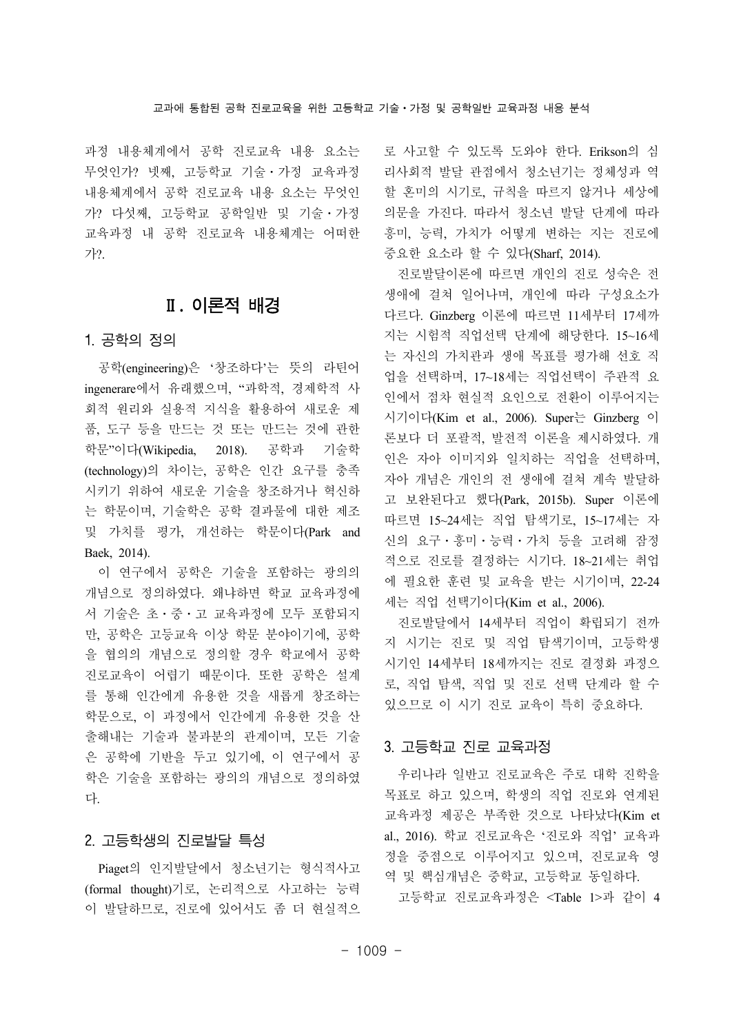과정 내용체계에서 공학 진로교육 내용 요소는 무엇인가? 넷째, 고등학교 기술・가정 교육과정 내용체계에서 공학 진로교육 내용 요소는 무엇인가? 다섯째, 고등학교 공학일반 및 기술・가정 교육과정 내 공학 진로교육 내용체계는 어떠한가?.

# Ⅱ. 이론적 배경

## 1. 공학의 정의

공학(engineering)은 '창조하다'는 뜻의 라틴어 ingenerare에서 유래했으며, "과학적, 경제학적 사회적 원리와 실용적 지식을 활용하여 새로운 제품, 도구 등을 만드는 것 또는 만드는 것에 관한 학문"이다(Wikipedia, 2018). 공학과 기술학(technology)의 차이는, 공학은 인간 요구를 충족시키기 위하여 새로운 기술을 창조하거나 혁신하는 학문이며, 기술학은 공학 결과물에 대한 제조 및 가치를 평가, 개선하는 학문이다(Park and Baek, 2014).

이 연구에서 공학은 기술을 포함하는 광의의 개념으로 정의하였다. 왜냐하면 학교 교육과정에서 기술은 초・중・고 교육과정에 모두 포함되지만, 공학은 고등교육 이상 학문 분야이기에, 공학을 협의의 개념으로 정의할 경우 학교에서 공학 진로교육이 어렵기 때문이다. 또한 공학은 설계를 통해 인간에게 유용한 것을 새롭게 창조하는 학문으로, 이 과정에서 인간에게 유용한 것을 산출해내는 기술과 불과분의 관계이며, 모든 기술은 공학에 기반을 두고 있기에, 이 연구에서 공학은 기술을 포함하는 광의의 개념으로 정의하였다.

## 2. 고등학생의 진로발달 특성

Piaget의 인지발달에서 청소년기는 형식적사고(formal thought)기로, 논리적으로 사고하는 능력이 발달하므로, 진로에 있어서도 좀 더 현실적으로 사고할 수 있도록 도와야 한다. Erikson의 심리사회적 발달 관점에서 청소년기는 정체성과 역할 혼미의 시기로, 규칙을 따르지 않거나 세상에 의문을 가진다. 따라서 청소년 발달 단계에 따라 흥미, 능력, 가치가 어떻게 변하는 지는 진로에 중요한 요소라 할 수 있다(Sharf, 2014).

진로발달이론에 따르면 개인의 진로 성숙은 전 생애에 걸쳐 일어나며, 개인에 따라 구성요소가 다르다. Ginzberg 이론에 따르면 11세부터 17세까지는 시험적 직업선택 단계에 해당한다. 15~16세는 자신의 가치관과 생애 목표를 평가해 선호 직업을 선택하며, 17~18세는 직업선택이 주관적 요인에서 점차 현실적 요인으로 전환이 이루어지는 시기이다(Kim et al., 2006). Super는 Ginzberg 이론보다 더 포괄적, 발전적 이론을 제시하였다. 개인은 자아 이미지와 일치하는 직업을 선택하며, 자아 개념은 개인의 전 생애에 걸쳐 계속 발달하고 보완된다고 했다(Park, 2015b). Super 이론에 따르면 15~24세는 직업 탐색기로, 15~17세는 자신의 요구・흥미・능력・가치 등을 고려해 잠정적으로 진로를 결정하는 시기다. 18~21세는 취업에 필요한 훈련 및 교육을 받는 시기이며, 22-24세는 직업 선택기이다(Kim et al., 2006).

진로발달에서 14세부터 직업이 확립되기 전까지 시기는 진로 및 직업 탐색기이며, 고등학생 시기인 14세부터 18세까지는 진로 결정화 과정으로, 직업 탐색, 직업 및 진로 선택 단계라 할 수 있으므로 이 시기 진로 교육이 특히 중요하다.

## 3. 고등학교 진로 교육과정

우리나라 일반고 진로교육은 주로 대학 진학을 목표로 하고 있으며, 학생의 직업 진로와 연계된 교육과정 제공은 부족한 것으로 나타났다(Kim et al., 2016). 학교 진로교육은 '진로와 직업' 교육과정을 중점으로 이루어지고 있으며, 진로교육 영역 및 핵심개념은 중학교, 고등학교 동일하다.

고등학교 진로교육과정은 <Table 1>과 같이 4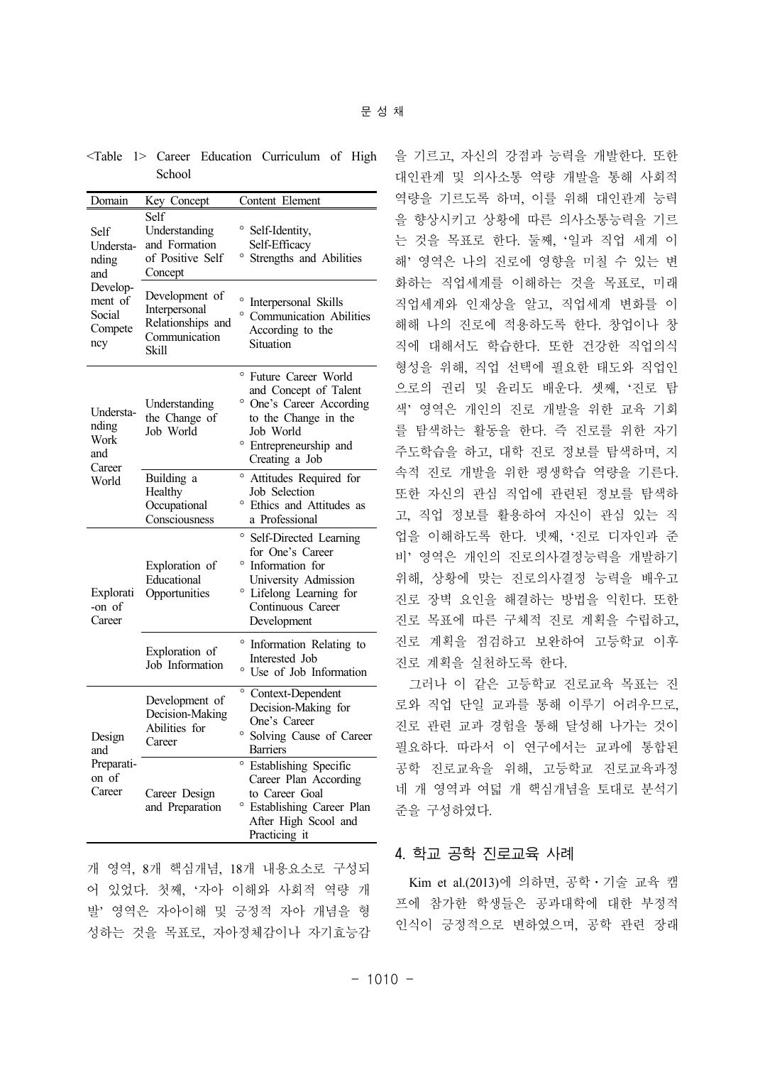<Table 1> Career Education Curriculum of High School

| Domain | Key Concept | Content Element |
|---|---|---|
| Self Understanding and Development of Social Competency | Self Understanding and Formation of Positive Self Concept | ° Self-Identity, Self-Efficacy<br>° Strengths and Abilities |
| | Development of Interpersonal Relationships and Communication Skill | ° Interpersonal Skills<br>° Communication Abilities According to the Situation |
| Understanding Work and Career World | Understanding the Change of Job World | ° Future Career World and Concept of Talent<br>° One's Career According to the Change in the Job World<br>° Entrepreneurship and Creating a Job |
| | Building a Healthy Occupational Consciousness | ° Attitudes Required for Job Selection<br>° Ethics and Attitudes as a Professional |
| Exploration of Career | Exploration of Educational Opportunities | ° Self-Directed Learning for One's Career<br>° Information for University Admission<br>° Lifelong Learning for Continuous Career Development |
| | Exploration of Job Information | ° Information Relating to Interested Job<br>° Use of Job Information |
| Design and Preparation of Career | Development of Decision-Making Abilities for Career | ° Context-Dependent Decision-Making for One's Career<br>° Solving Cause of Career Barriers |
| | Career Design and Preparation | ° Establishing Specific Career Plan According to Career Goal<br>° Establishing Career Plan After High Scool and Practicing it |

개 영역, 8개 핵심개념, 18개 내용요소로 구성되어 있었다. 첫째, '자아 이해와 사회적 역량 개발' 영역은 자아이해 및 긍정적 자아 개념을 형성하는 것을 목표로, 자아정체감이나 자기효능감을 기르고, 자신의 강점과 능력을 개발한다. 또한 대인관계 및 의사소통 역량 개발을 통해 사회적 역량을 기르도록 하며, 이를 위해 대인관계 능력을 향상시키고 상황에 따른 의사소통능력을 기르는 것을 목표로 한다. 둘째, '일과 직업 세계 이해' 영역은 나의 진로에 영향을 미칠 수 있는 변화하는 직업세계를 이해하는 것을 목표로, 미래 직업세계와 인재상을 알고, 직업세계 변화를 이해해 나의 진로에 적용하도록 한다. 창업이나 창직에 대해서도 학습한다. 또한 건강한 직업의식 형성을 위해, 직업 선택에 필요한 태도와 직업인으로의 권리 및 윤리도 배운다. 셋째, '진로 탐색' 영역은 개인의 진로 개발을 위한 교육 기회를 탐색하는 활동을 한다. 즉 진로를 위한 자기주도학습을 하고, 대학 진로 정보를 탐색하며, 지속적 진로 개발을 위한 평생학습 역량을 기른다. 또한 자신의 관심 직업에 관련된 정보를 탐색하고, 직업 정보를 활용하여 자신이 관심 있는 직업을 이해하도록 한다. 넷째, '진로 디자인과 준비' 영역은 개인의 진로의사결정능력을 개발하기 위해, 상황에 맞는 진로의사결정 능력을 배우고 진로 장벽 요인을 해결하는 방법을 익힌다. 또한 진로 목표에 따른 구체적 진로 계획을 수립하고, 진로 계획을 점검하고 보완하여 고등학교 이후 진로 계획을 실천하도록 한다.

그러나 이 같은 고등학교 진로교육 목표는 진로와 직업 단일 교과를 통해 이루기 어려우므로, 진로 관련 교과 경험을 통해 달성해 나가는 것이 필요하다. 따라서 이 연구에서는 교과에 통합된 공학 진로교육을 위해, 고등학교 진로교육과정 네 개 영역과 여덟 개 핵심개념을 토대로 분석기준을 구성하였다.

## 4. 학교 공학 진로교육 사례

Kim et al.(2013)에 의하면, 공학・기술 교육 캠프에 참가한 학생들은 공과대학에 대한 부정적 인식이 긍정적으로 변하였으며, 공학 관련 장래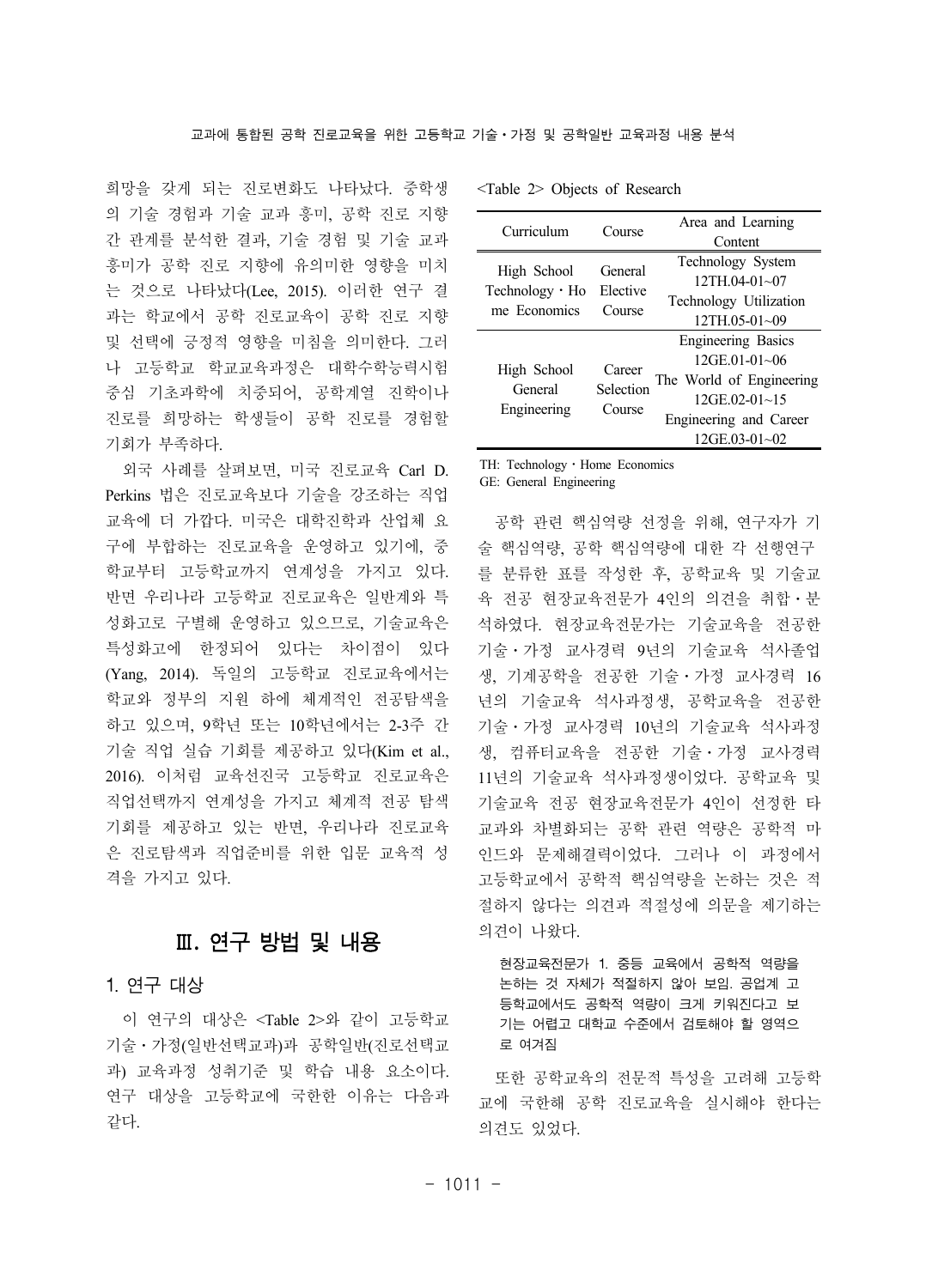희망을 갖게 되는 진로변화도 나타났다. 중학생의 기술 경험과 기술 교과 흥미, 공학 진로 지향 간 관계를 분석한 결과, 기술 경험 및 기술 교과 흥미가 공학 진로 지향에 유의미한 영향을 미치는 것으로 나타났다(Lee, 2015). 이러한 연구 결과는 학교에서 공학 진로교육이 공학 진로 지향 및 선택에 긍정적 영향을 미침을 의미한다. 그러나 고등학교 학교교육과정은 대학수학능력시험 중심 기초과학에 치중되어, 공학계열 진학이나 진로를 희망하는 학생들이 공학 진로를 경험할 기회가 부족하다.

외국 사례를 살펴보면, 미국 진로교육 Carl D. Perkins 법은 진로교육보다 기술을 강조하는 직업교육에 더 가깝다. 미국은 대학진학과 산업체 요구에 부합하는 진로교육을 운영하고 있기에, 중학교부터 고등학교까지 연계성을 가지고 있다. 반면 우리나라 고등학교 진로교육은 일반계와 특성화고로 구별해 운영하고 있으므로, 기술교육은 특성화고에 한정되어 있다는 차이점이 있다(Yang, 2014). 독일의 고등학교 진로교육에서는 학교와 정부의 지원 하에 체계적인 전공탐색을 하고 있으며, 9학년 또는 10학년에서는 2-3주 간 기술 직업 실습 기회를 제공하고 있다(Kim et al., 2016). 이처럼 교육선진국 고등학교 진로교육은 직업선택까지 연계성을 가지고 체계적 전공 탐색 기회를 제공하고 있는 반면, 우리나라 진로교육은 진로탐색과 직업준비를 위한 입문 교육적 성격을 가지고 있다.

# Ⅲ. 연구 방법 및 내용

## 1. 연구 대상

이 연구의 대상은 <Table 2>와 같이 고등학교 기술・가정(일반선택교과)과 공학일반(진로선택교과) 교육과정 성취기준 및 학습 내용 요소이다. 연구 대상을 고등학교에 국한한 이유는 다음과 같다.

<Table 2> Objects of Research

| Curriculum | Course | Area and Learning Content |
|---|---|---|
| High School Technology・Home Economics | General Elective Course | Technology System 12TH.04-01~07<br>Technology Utilization 12TH.05-01~09 |
| High School General Engineering | Career Selection Course | Engineering Basics 12GE.01-01~06<br>The World of Engineering 12GE.02-01~15<br>Engineering and Career 12GE.03-01~02 |

TH: Technology・Home Economics
GE: General Engineering

공학 관련 핵심역량 선정을 위해, 연구자가 기술 핵심역량, 공학 핵심역량에 대한 각 선행연구를 분류한 표를 작성한 후, 공학교육 및 기술교육 전공 현장교육전문가 4인의 의견을 취합・분석하였다. 현장교육전문가는 기술교육을 전공한 기술・가정 교사경력 9년의 기술교육 석사졸업생, 기계공학을 전공한 기술・가정 교사경력 16년의 기술교육 석사과정생, 공학교육을 전공한 기술・가정 교사경력 10년의 기술교육 석사과정생, 컴퓨터교육을 전공한 기술・가정 교사경력 11년의 기술교육 석사과정생이었다. 공학교육 및 기술교육 전공 현장교육전문가 4인이 선정한 타 교과와 차별화되는 공학 관련 역량은 공학적 마인드와 문제해결력이었다. 그러나 이 과정에서 고등학교에서 공학적 핵심역량을 논하는 것은 적절하지 않다는 의견과 적절성에 의문을 제기하는 의견이 나왔다.

> 현장교육전문가 1. 중등 교육에서 공학적 역량을 논하는 것 자체가 적절하지 않아 보임. 공업계 고등학교에서도 공학적 역량이 크게 키워진다고 보기는 어렵고 대학교 수준에서 검토해야 할 영역으로 여겨짐

또한 공학교육의 전문적 특성을 고려해 고등학교에 국한해 공학 진로교육을 실시해야 한다는 의견도 있었다.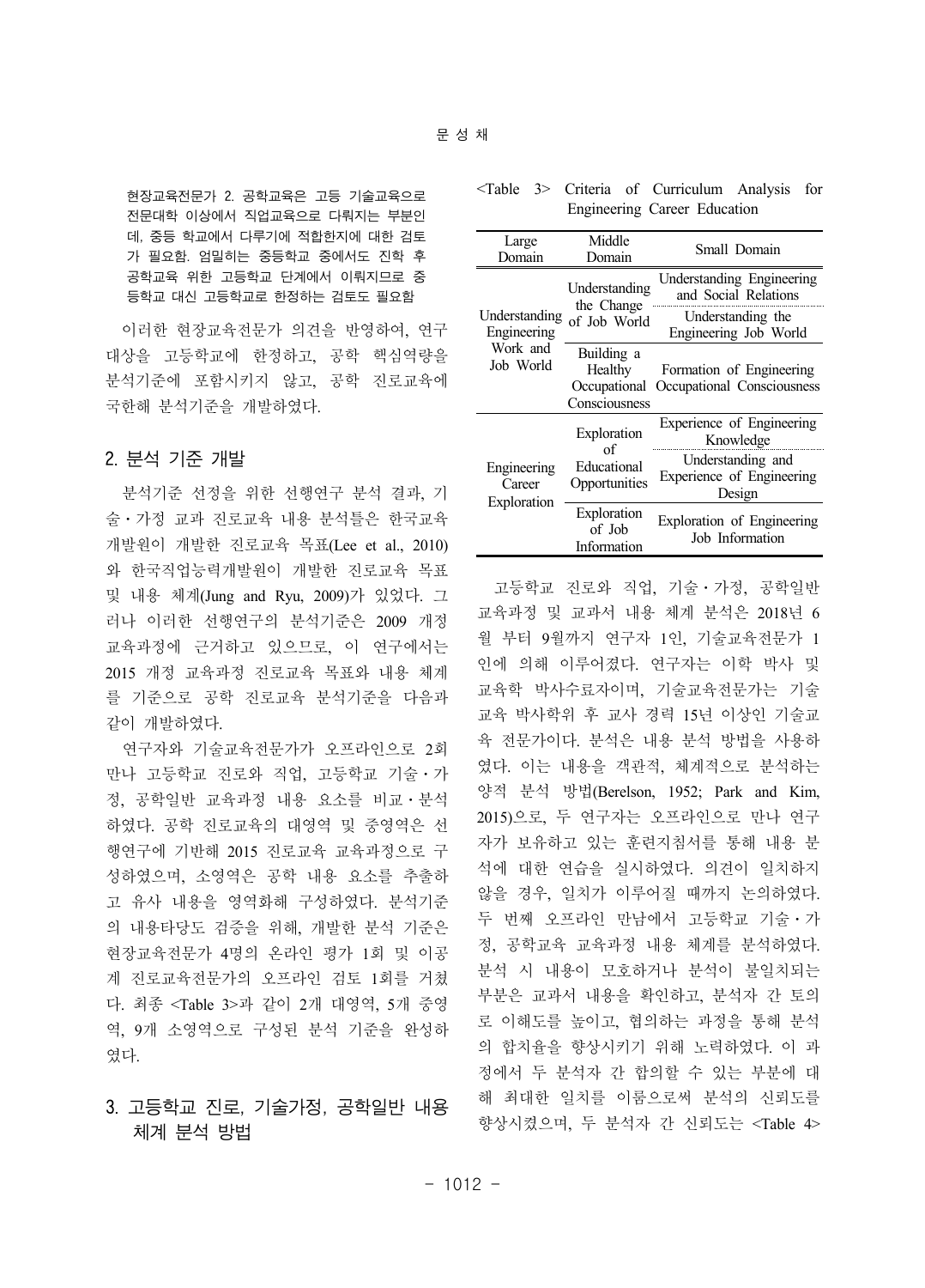현장교육전문가 2. 공학교육은 고등 기술교육으로 전문대학 이상에서 직업교육으로 다뤄지는 부분인데, 중등 학교에서 다루기에 적합한지에 대한 검토가 필요함. 엄밀히는 중등학교 중에서도 진학 후 공학교육 위한 고등학교 단계에서 이뤄지므로 중등학교 대신 고등학교로 한정하는 검토도 필요함

이러한 현장교육전문가 의견을 반영하여, 연구대상을 고등학교에 한정하고, 공학 핵심역량을 분석기준에 포함시키지 않고, 공학 진로교육에 국한해 분석기준을 개발하였다.

## 2. 분석 기준 개발

분석기준 선정을 위한 선행연구 분석 결과, 기술・가정 교과 진로교육 내용 분석틀은 한국교육개발원이 개발한 진로교육 목표(Lee et al., 2010)와 한국직업능력개발원이 개발한 진로교육 목표 및 내용 체계(Jung and Ryu, 2009)가 있었다. 그러나 이러한 선행연구의 분석기준은 2009 개정 교육과정에 근거하고 있으므로, 이 연구에서는 2015 개정 교육과정 진로교육 목표와 내용 체계를 기준으로 공학 진로교육 분석기준을 다음과 같이 개발하였다.

연구자와 기술교육전문가가 오프라인으로 2회 만나 고등학교 진로와 직업, 고등학교 기술・가정, 공학일반 교육과정 내용 요소를 비교・분석하였다. 공학 진로교육의 대영역 및 중영역은 선행연구에 기반해 2015 진로교육 교육과정으로 구성하였으며, 소영역은 공학 내용 요소를 추출하고 유사 내용을 영역화해 구성하였다. 분석기준의 내용타당도 검증을 위해, 개발한 분석 기준은 현장교육전문가 4명의 온라인 평가 1회 및 이공계 진로교육전문가의 오프라인 검토 1회를 거쳤다. 최종 <Table 3>과 같이 2개 대영역, 5개 중영역, 9개 소영역으로 구성된 분석 기준을 완성하였다.

<Table 3> Criteria of Curriculum Analysis for Engineering Career Education

| Large Domain | Middle Domain | Small Domain |
|---|---|---|
| Understanding Engineering Work and Job World | Understanding the Change of Job World | Understanding Engineering and Social Relations |
| | | Understanding the Engineering Job World |
| | Building a Healthy Occupational Consciousness | Formation of Engineering Occupational Consciousness |
| Engineering Career Exploration | Exploration of Educational Opportunities | Experience of Engineering Knowledge |
| | | Understanding and Experience of Engineering Design |
| | Exploration of Job Information | Exploration of Engineering Job Information |

## 3. 고등학교 진로, 기술가정, 공학일반 내용 체계 분석 방법

고등학교 진로와 직업, 기술・가정, 공학일반 교육과정 및 교과서 내용 체계 분석은 2018년 6월 부터 9월까지 연구자 1인, 기술교육전문가 1인에 의해 이루어졌다. 연구자는 이학 박사 및 교육학 박사수료자이며, 기술교육전문가는 기술교육 박사학위 후 교사 경력 15년 이상인 기술교육 전문가이다. 분석은 내용 분석 방법을 사용하였다. 이는 내용을 객관적, 체계적으로 분석하는 양적 분석 방법(Berelson, 1952; Park and Kim, 2015)으로, 두 연구자는 오프라인으로 만나 연구자가 보유하고 있는 훈련지침서를 통해 내용 분석에 대한 연습을 실시하였다. 의견이 일치하지 않을 경우, 일치가 이루어질 때까지 논의하였다. 두 번째 오프라인 만남에서 고등학교 기술・가정, 공학교육 교육과정 내용 체계를 분석하였다. 분석 시 내용이 모호하거나 분석이 불일치되는 부분은 교과서 내용을 확인하고, 분석자 간 토의로 이해도를 높이고, 협의하는 과정을 통해 분석의 합치율을 향상시키기 위해 노력하였다. 이 과정에서 두 분석자 간 합의할 수 있는 부분에 대해 최대한 일치를 이룸으로써 분석의 신뢰도를 향상시켰으며, 두 분석자 간 신뢰도는 <Table 4>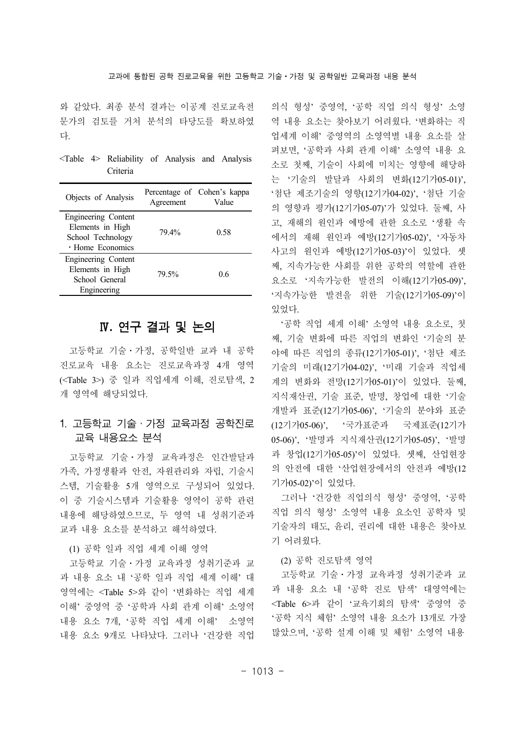와 같았다. 최종 분석 결과는 이공계 진로교육전문가의 검토를 거처 분석의 타당도를 확보하였다.

<Table 4> Reliability of Analysis and Analysis Criteria

| Objects of Analysis | Percentage of Agreement | Cohen's kappa Value |
|---|---|---|
| Engineering Content Elements in High School Technology · Home Economics | 79.4% | 0.58 |
| Engineering Content Elements in High School General Engineering | 79.5% | 0.6 |

## Ⅳ. 연구 결과 및 논의

고등학교 기술・가정, 공학일반 교과 내 공학진로교육 내용 요소는 진로교육과정 4개 영역(<Table 3>) 중 일과 직업세계 이해, 진로탐색, 2개 영역에 해당되었다.

### 1. 고등학교 기술ㆍ가정 교육과정 공학진로 교육 내용요소 분석

고등학교 기술・가정 교육과정은 인간발달과 가족, 가정생활과 안전, 자원관리와 자립, 기술시스템, 기술활용 5개 영역으로 구성되어 있었다. 이 중 기술시스템과 기술활용 영역이 공학 관련 내용에 해당하였으므로, 두 영역 내 성취기준과 교과 내용 요소를 분석하고 해석하였다.

(1) 공학 일과 직업 세계 이해 영역

고등학교 기술・가정 교육과정 성취기준과 교과 내용 요소 내 '공학 일과 직업 세계 이해' 대영역에는 <Table 5>와 같이 '변화하는 직업 세계 이해' 중영역 중 '공학과 사회 관계 이해' 소영역 내용 요소 7개, '공학 직업 세계 이해' 소영역 내용 요소 9개로 나타났다. 그러나 '건강한 직업의식 형성' 중영역, '공학 직업 의식 형성' 소영역 내용 요소는 찾아보기 어려웠다. '변화하는 직업세계 이해' 중영역의 소영역별 내용 요소를 살펴보면, '공학과 사회 관계 이해' 소영역 내용 요소로 첫째, 기술이 사회에 미치는 영향에 해당하는 '기술의 발달과 사회의 변화(12기가05-01)', '첨단 제조기술의 영향(12기가04-02)', '첨단 기술의 영향과 평가(12기가05-07)'가 있었다. 둘째, 사고, 재해의 원인과 예방에 관한 요소로 '생활 속에서의 재해 원인과 예방(12기가05-02)', '자동차 사고의 원인과 예방(12기가05-03)'이 있었다. 셋째, 지속가능한 사회를 위한 공학의 역할에 관한 요소로 '지속가능한 발전의 이해(12기가05-09)', '지속가능한 발전을 위한 기술(12기가05-09)'이 있었다.

'공학 직업 세계 이해' 소영역 내용 요소로, 첫째, 기술 변화에 따른 직업의 변화인 '기술의 분야에 따른 직업의 종류(12기가05-01)', '첨단 제조기술의 미래(12기가04-02)', '미래 기술과 직업세계의 변화와 전망(12기가05-01)'이 있었다. 둘째, 지식재산권, 기술 표준, 발명, 창업에 대한 '기술개발과 표준(12기가05-06)', '기술의 분야와 표준(12기가05-06)', '국가표준과 국제표준(12기가05-06)', '발명과 지식재산권(12기가05-05)', '발명과 창업(12기가05-05)'이 있었다. 셋째, 산업현장의 안전에 대한 '산업현장에서의 안전과 예방(12기가05-02)'이 있었다.

그러나 '건강한 직업의식 형성' 중영역, '공학 직업 의식 형성' 소영역 내용 요소인 공학자 및 기술자의 태도, 윤리, 권리에 대한 내용은 찾아보기 어려웠다.

(2) 공학 진로탐색 영역

고등학교 기술・가정 교육과정 성취기준과 교과 내용 요소 내 '공학 진로 탐색' 대영역에는 <Table 6>과 같이 '교육기회의 탐색' 중영역 중 '공학 지식 체험' 소영역 내용 요소가 13개로 가장 많았으며, '공학 설계 이해 및 체험' 소영역 내용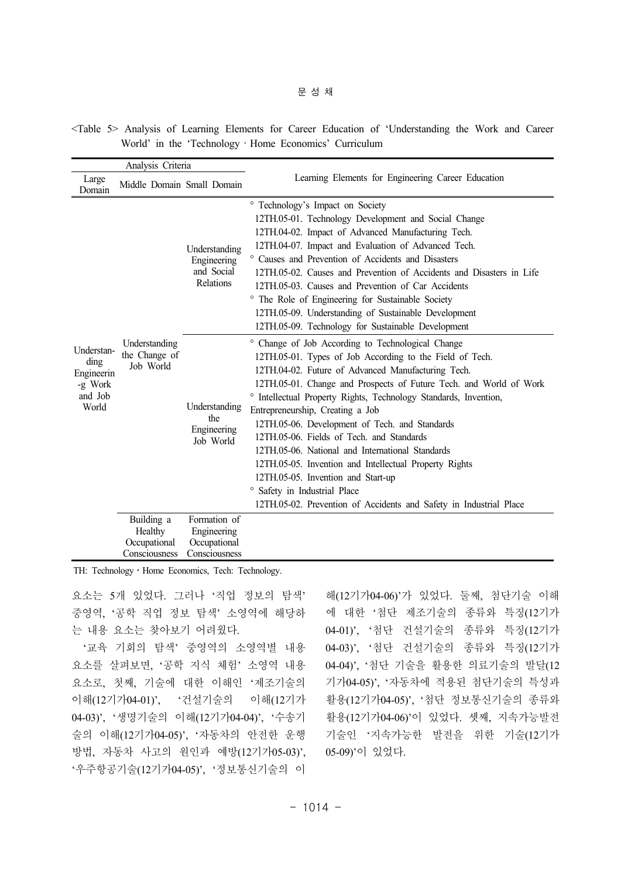<Table 5> Analysis of Learning Elements for Career Education of 'Understanding the Work and Career World' in the 'Technology · Home Economics' Curriculum

| Analysis Criteria | | | Learning Elements for Engineering Career Education |
|---|---|---|---|
| Large Domain | Middle Domain | Small Domain | |
| Understanding Engineering Work and Job World | Understanding the Change of Job World | Understanding Engineering and Social Relations | ° Technology's Impact on Society<br>12TH.05-01. Technology Development and Social Change<br>12TH.04-02. Impact of Advanced Manufacturing Tech.<br>12TH.04-07. Impact and Evaluation of Advanced Tech.<br>° Causes and Prevention of Accidents and Disasters<br>12TH.05-02. Causes and Prevention of Accidents and Disasters in Life<br>12TH.05-03. Causes and Prevention of Car Accidents<br>° The Role of Engineering for Sustainable Society<br>12TH.05-09. Understanding of Sustainable Development<br>12TH.05-09. Technology for Sustainable Development |
| | | Understanding the Engineering Job World | ° Change of Job According to Technological Change<br>12TH.05-01. Types of Job According to the Field of Tech.<br>12TH.04-02. Future of Advanced Manufacturing Tech.<br>12TH.05-01. Change and Prospects of Future Tech. and World of Work<br>° Intellectual Property Rights, Technology Standards, Invention, Entrepreneurship, Creating a Job<br>12TH.05-06. Development of Tech. and Standards<br>12TH.05-06. Fields of Tech. and Standards<br>12TH.05-06. National and International Standards<br>12TH.05-05. Invention and Intellectual Property Rights<br>12TH.05-05. Invention and Start-up<br>° Safety in Industrial Place<br>12TH.05-02. Prevention of Accidents and Safety in Industrial Place |
| | Building a Healthy Occupational Consciousness | Formation of Engineering Occupational Consciousness | |

TH: Technology · Home Economics, Tech: Technology.

요소는 5개 있었다. 그러나 '직업 정보의 탐색' 중영역, '공학 직업 정보 탐색' 소영역에 해당하는 내용 요소는 찾아보기 어려웠다.

'교육 기회의 탐색' 중영역의 소영역별 내용 요소를 살펴보면, '공학 지식 체험' 소영역 내용 요소로, 첫째, 기술에 대한 이해인 '제조기술의 이해(12기가04-01)', '건설기술의 이해(12기가04-03)', '생명기술의 이해(12기가04-04)', '수송기술의 이해(12기가04-05)', '자동차의 안전한 운행 방법, 자동차 사고의 원인과 예방(12기가05-03)', '우주항공기술(12기가04-05)', '정보통신기술의 이해(12기가04-06)'가 있었다. 둘째, 첨단기술 이해에 대한 '첨단 제조기술의 종류와 특징(12기가04-01)', '첨단 건설기술의 종류와 특징(12기가04-03)', '첨단 건설기술의 종류와 특징(12기가04-04)', '첨단 기술을 활용한 의료기술의 발달(12기가04-05)', '자동차에 적용된 첨단기술의 특성과 활용(12기가04-05)', '첨단 정보통신기술의 종류와 활용(12기가04-06)'이 있었다. 셋째, 지속가능발전 기술인 '지속가능한 발전을 위한 기술(12기가05-09)'이 있었다.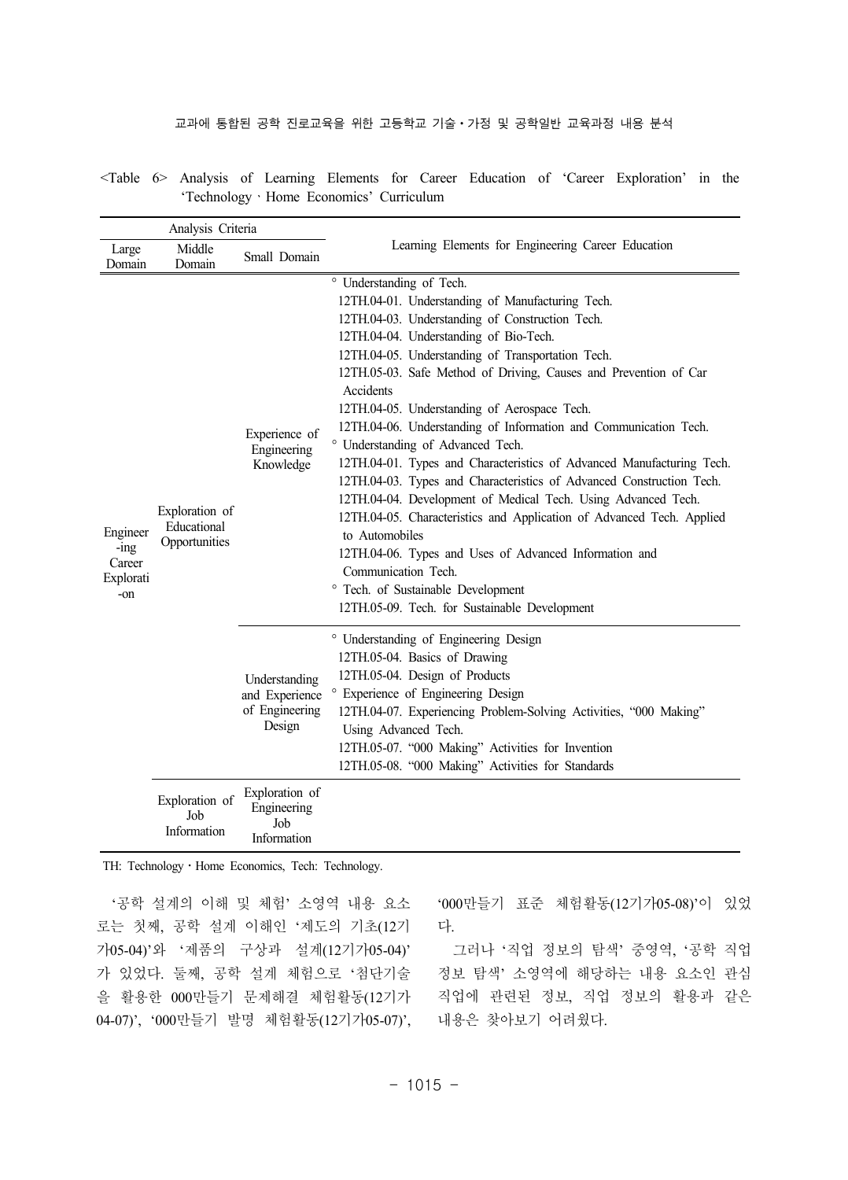<Table 6> Analysis of Learning Elements for Career Education of 'Career Exploration' in the 'Technology · Home Economics' Curriculum

| Analysis Criteria | | | Learning Elements for Engineering Career Education |
|---|---|---|---|
| Large Domain | Middle Domain | Small Domain | |
| Engineering Career Exploration | Exploration of Educational Opportunities | Experience of Engineering Knowledge | ° Understanding of Tech.<br>12TH.04-01. Understanding of Manufacturing Tech.<br>12TH.04-03. Understanding of Construction Tech.<br>12TH.04-04. Understanding of Bio-Tech.<br>12TH.04-05. Understanding of Transportation Tech.<br>12TH.05-03. Safe Method of Driving, Causes and Prevention of Car Accidents<br>12TH.04-05. Understanding of Aerospace Tech.<br>12TH.04-06. Understanding of Information and Communication Tech.<br>° Understanding of Advanced Tech.<br>12TH.04-01. Types and Characteristics of Advanced Manufacturing Tech.<br>12TH.04-03. Types and Characteristics of Advanced Construction Tech.<br>12TH.04-04. Development of Medical Tech. Using Advanced Tech.<br>12TH.04-05. Characteristics and Application of Advanced Tech. Applied to Automobiles<br>12TH.04-06. Types and Uses of Advanced Information and Communication Tech.<br>° Tech. of Sustainable Development<br>12TH.05-09. Tech. for Sustainable Development |
| | | Understanding and Experience of Engineering Design | ° Understanding of Engineering Design<br>12TH.05-04. Basics of Drawing<br>12TH.05-04. Design of Products<br>° Experience of Engineering Design<br>12TH.04-07. Experiencing Problem-Solving Activities, "000 Making" Using Advanced Tech.<br>12TH.05-07. "000 Making" Activities for Invention<br>12TH.05-08. "000 Making" Activities for Standards |
| | Exploration of Job Information | Exploration of Engineering Job Information | |

TH: Technology · Home Economics, Tech: Technology.

'공학 설계의 이해 및 체험' 소영역 내용 요소로는 첫째, 공학 설계 이해인 '제도의 기초(12기가05-04)'와 '제품의 구상과 설계(12기가05-04)'가 있었다. 둘째, 공학 설계 체험으로 '첨단기술을 활용한 000만들기 문제해결 체험활동(12기가04-07)', '000만들기 발명 체험활동(12기가05-07)', '000만들기 표준 체험활동(12기가05-08)'이 있었다.

그러나 '직업 정보의 탐색' 중영역, '공학 직업 정보 탐색' 소영역에 해당하는 내용 요소인 관심 직업에 관련된 정보, 직업 정보의 활용과 같은 내용은 찾아보기 어려웠다.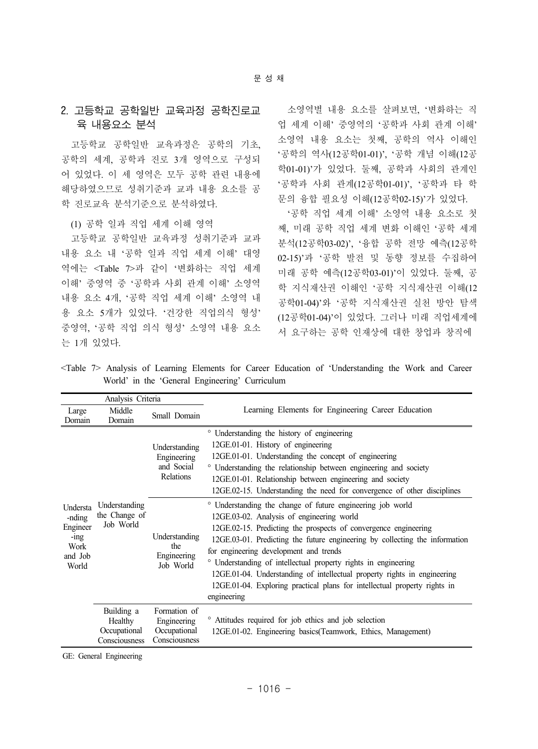## 2. 고등학교 공학일반 교육과정 공학진로교육 내용요소 분석

고등학교 공학일반 교육과정은 공학의 기초, 공학의 세계, 공학과 진로 3개 영역으로 구성되어 있었다. 이 세 영역은 모두 공학 관련 내용에 해당하였으므로 성취기준과 교과 내용 요소를 공학 진로교육 분석기준으로 분석하였다.

(1) 공학 일과 직업 세계 이해 영역

고등학교 공학일반 교육과정 성취기준과 교과 내용 요소 내 '공학 일과 직업 세계 이해' 대영역에는 <Table 7>과 같이 '변화하는 직업 세계 이해' 중영역 중 '공학과 사회 관계 이해' 소영역 내용 요소 4개, '공학 직업 세계 이해' 소영역 내용 요소 5개가 있었다. '건강한 직업의식 형성' 중영역, '공학 직업 의식 형성' 소영역 내용 요소는 1개 있었다.

소영역별 내용 요소를 살펴보면, '변화하는 직업 세계 이해' 중영역의 '공학과 사회 관계 이해' 소영역 내용 요소는 첫째, 공학의 역사 이해인 '공학의 역사(12공학01-01)', '공학 개념 이해(12공학01-01)'가 있었다. 둘째, 공학과 사회의 관계인 '공학과 사회 관계(12공학01-01)', '공학과 타 학문의 융합 필요성 이해(12공학02-15)'가 있었다.

'공학 직업 세계 이해' 소영역 내용 요소로 첫째, 미래 공학 직업 세계 변화 이해인 '공학 세계 분석(12공학03-02)', '융합 공학 전망 예측(12공학02-15)'과 '공학 발전 및 동향 정보를 수집하여 미래 공학 예측(12공학03-01)'이 있었다. 둘째, 공학 지식재산권 이해인 '공학 지식재산권 이해(12공학01-04)'와 '공학 지식재산권 실천 방안 탐색(12공학01-04)'이 있었다. 그러나 미래 직업세계에서 요구하는 공학 인재상에 대한 창업과 창직에

<Table 7> Analysis of Learning Elements for Career Education of 'Understanding the Work and Career World' in the 'General Engineering' Curriculum

| Analysis Criteria | | | Learning Elements for Engineering Career Education |
|---|---|---|---|
| Large Domain | Middle Domain | Small Domain | |
| Understanding Engineering Work and Job World | Understanding the Change of Job World | Understanding Engineering and Social Relations | ° Understanding the history of engineering<br>12GE.01-01. History of engineering<br>12GE.01-01. Understanding the concept of engineering<br>° Understanding the relationship between engineering and society<br>12GE.01-01. Relationship between engineering and society<br>12GE.02-15. Understanding the need for convergence of other disciplines |
| | | Understanding the Engineering Job World | ° Understanding the change of future engineering job world<br>12GE.03-02. Analysis of engineering world<br>12GE.02-15. Predicting the prospects of convergence engineering<br>12GE.03-01. Predicting the future engineering by collecting the information for engineering development and trends<br>° Understanding of intellectual property rights in engineering<br>12GE.01-04. Understanding of intellectual property rights in engineering<br>12GE.01-04. Exploring practical plans for intellectual property rights in engineering |
| | Building a Healthy Occupational Consciousness | Formation of Engineering Occupational Consciousness | ° Attitudes required for job ethics and job selection<br>12GE.01-02. Engineering basics(Teamwork, Ethics, Management) |

GE: General Engineering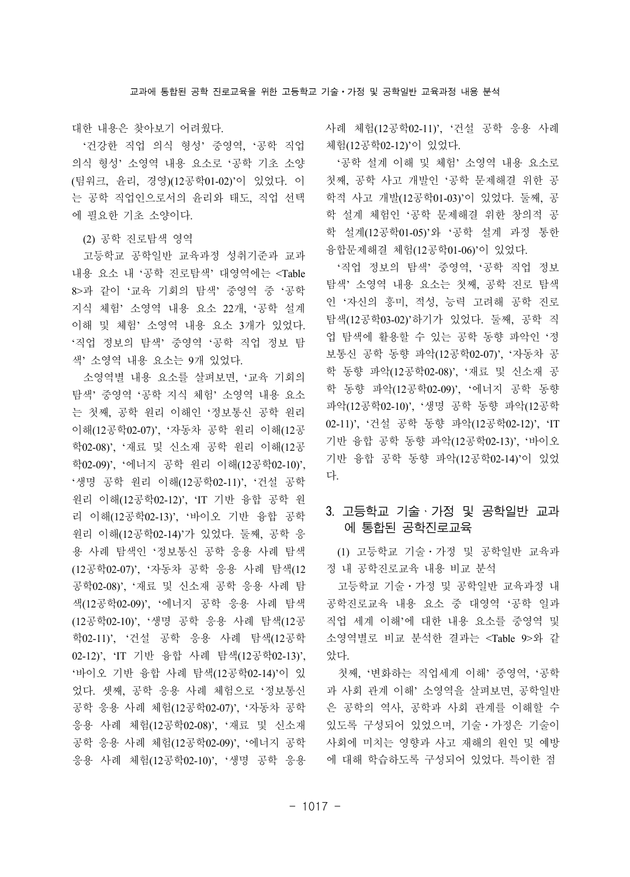대한 내용은 찾아보기 어려웠다.

'건강한 직업 의식 형성' 중영역, '공학 직업 의식 형성' 소영역 내용 요소로 '공학 기초 소양(팀워크, 윤리, 경영)(12공학01-02)'이 있었다. 이는 공학 직업인으로서의 윤리와 태도, 직업 선택에 필요한 기초 소양이다.

(2) 공학 진로탐색 영역

고등학교 공학일반 교육과정 성취기준과 교과 내용 요소 내 '공학 진로탐색' 대영역에는 <Table 8>과 같이 '교육 기회의 탐색' 중영역 중 '공학 지식 체험' 소영역 내용 요소 22개, '공학 설계 이해 및 체험' 소영역 내용 요소 3개가 있었다. '직업 정보의 탐색' 중영역 '공학 직업 정보 탐색' 소영역 내용 요소는 9개 있었다.

소영역별 내용 요소를 살펴보면, '교육 기회의 탐색' 중영역 '공학 지식 체험' 소영역 내용 요소는 첫째, 공학 원리 이해인 '정보통신 공학 원리 이해(12공학02-07)', '자동차 공학 원리 이해(12공학02-08)', '재료 및 신소재 공학 원리 이해(12공학02-09)', '에너지 공학 원리 이해(12공학02-10)', '생명 공학 원리 이해(12공학02-11)', '건설 공학 원리 이해(12공학02-12)', 'IT 기반 융합 공학 원리 이해(12공학02-13)', '바이오 기반 융합 공학 원리 이해(12공학02-14)'가 있었다. 둘째, 공학 응용 사례 탐색인 '정보통신 공학 응용 사례 탐색(12공학02-07)', '자동차 공학 응용 사례 탐색(12공학02-08)', '재료 및 신소재 공학 응용 사례 탐색(12공학02-09)', '에너지 공학 응용 사례 탐색(12공학02-10)', '생명 공학 응용 사례 탐색(12공학02-11)', '건설 공학 응용 사례 탐색(12공학02-12)', 'IT 기반 융합 사례 탐색(12공학02-13)', '바이오 기반 융합 사례 탐색(12공학02-14)'이 있었다. 셋째, 공학 응용 사례 체험으로 '정보통신 공학 응용 사례 체험(12공학02-07)', '자동차 공학 응용 사례 체험(12공학02-08)', '재료 및 신소재 공학 응용 사례 체험(12공학02-09)', '에너지 공학 응용 사례 체험(12공학02-10)', '생명 공학 응용 사례 체험(12공학02-11)', '건설 공학 응용 사례 체험(12공학02-12)'이 있었다.

'공학 설계 이해 및 체험' 소영역 내용 요소로 첫째, 공학 사고 개발인 '공학 문제해결 위한 공학적 사고 개발(12공학01-03)'이 있었다. 둘째, 공학 설계 체험인 '공학 문제해결 위한 창의적 공학 설계(12공학01-05)'와 '공학 설계 과정 통한 융합문제해결 체험(12공학01-06)'이 있었다.

'직업 정보의 탐색' 중영역, '공학 직업 정보 탐색' 소영역 내용 요소는 첫째, 공학 진로 탐색인 '자신의 흥미, 적성, 능력 고려해 공학 진로 탐색(12공학03-02)'하기가 있었다. 둘째, 공학 직업 탐색에 활용할 수 있는 공학 동향 파악인 '정보통신 공학 동향 파악(12공학02-07)', '자동차 공학 동향 파악(12공학02-08)', '재료 및 신소재 공학 동향 파악(12공학02-09)', '에너지 공학 동향 파악(12공학02-10)', '생명 공학 동향 파악(12공학02-11)', '건설 공학 동향 파악(12공학02-12)', 'IT 기반 융합 공학 동향 파악(12공학02-13)', '바이오 기반 융합 공학 동향 파악(12공학02-14)'이 있었다.

## 3. 고등학교 기술·가정 및 공학일반 교과에 통합된 공학진로교육

(1) 고등학교 기술·가정 및 공학일반 교육과정 내 공학진로교육 내용 비교 분석

고등학교 기술·가정 및 공학일반 교육과정 내 공학진로교육 내용 요소 중 대영역 '공학 일과 직업 세계 이해'에 대한 내용 요소를 중영역 및 소영역별로 비교 분석한 결과는 <Table 9>와 같았다.

첫째, '변화하는 직업세계 이해' 중영역, '공학과 사회 관계 이해' 소영역을 살펴보면, 공학일반은 공학의 역사, 공학과 사회 관계를 이해할 수 있도록 구성되어 있었으며, 기술·가정은 기술이 사회에 미치는 영향과 사고 재해의 원인 및 예방에 대해 학습하도록 구성되어 있었다. 특이한 점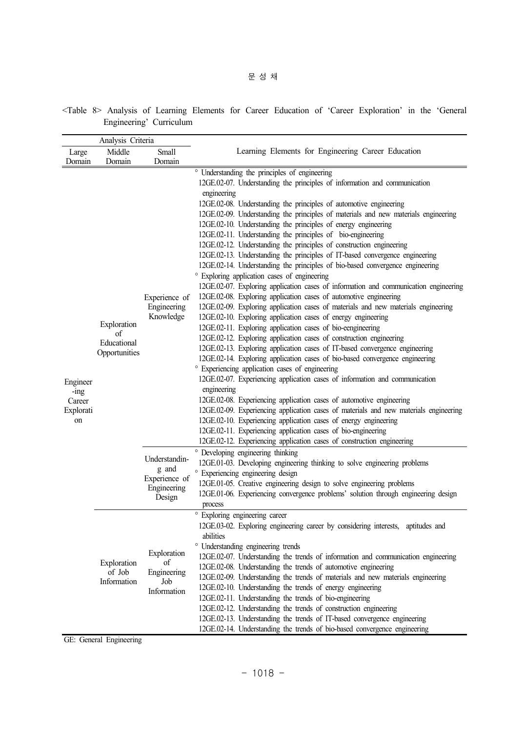<Table 8> Analysis of Learning Elements for Career Education of 'Career Exploration' in the 'General Engineering' Curriculum

| Analysis Criteria | | | Learning Elements for Engineering Career Education |
|---|---|---|---|
| Large Domain | Middle Domain | Small Domain | |
| Engineering Career Exploration | Exploration of Educational Opportunities | Experience of Engineering Knowledge | ° Understanding the principles of engineering<br>12GE.02-07. Understanding the principles of information and communication engineering<br>12GE.02-08. Understanding the principles of automotive engineering<br>12GE.02-09. Understanding the principles of materials and new materials engineering<br>12GE.02-10. Understanding the principles of energy engineering<br>12GE.02-11. Understanding the principles of bio-engineering<br>12GE.02-12. Understanding the principles of construction engineering<br>12GE.02-13. Understanding the principles of IT-based convergence engineering<br>12GE.02-14. Understanding the principles of bio-based convergence engineering<br>° Exploring application cases of engineering<br>12GE.02-07. Exploring application cases of information and communication engineering<br>12GE.02-08. Exploring application cases of automotive engineering<br>12GE.02-09. Exploring application cases of materials and new materials engineering<br>12GE.02-10. Exploring application cases of energy engineering<br>12GE.02-11. Exploring application cases of bio-eengineering<br>12GE.02-12. Exploring application cases of construction engineering<br>12GE.02-13. Exploring application cases of IT-based convergence engineering<br>12GE.02-14. Exploring application cases of bio-based convergence engineering<br>° Experiencing application cases of engineering<br>12GE.02-07. Experiencing application cases of information and communication engineering<br>12GE.02-08. Experiencing application cases of automotive engineering<br>12GE.02-09. Experiencing application cases of materials and new materials engineering<br>12GE.02-10. Experiencing application cases of energy engineering<br>12GE.02-11. Experiencing application cases of bio-engineering<br>12GE.02-12. Experiencing application cases of construction engineering |
| | | Understanding and Experience of Engineering Design | ° Developing engineering thinking<br>12GE.01-03. Developing engineering thinking to solve engineering problems<br>° Experiencing engineering design<br>12GE.01-05. Creative engineering design to solve engineering problems<br>12GE.01-06. Experiencing convergence problems' solution through engineering design process |
| | Exploration of Job Information | Exploration of Engineering Job Information | ° Exploring engineering career<br>12GE.03-02. Exploring engineering career by considering interests, aptitudes and abilities<br>° Understanding engineering trends<br>12GE.02-07. Understanding the trends of information and communication engineering<br>12GE.02-08. Understanding the trends of automotive engineering<br>12GE.02-09. Understanding the trends of materials and new materials engineering<br>12GE.02-10. Understanding the trends of energy engineering<br>12GE.02-11. Understanding the trends of bio-engineering<br>12GE.02-12. Understanding the trends of construction engineering<br>12GE.02-13. Understanding the trends of IT-based convergence engineering<br>12GE.02-14. Understanding the trends of bio-based convergence engineering |

GE: General Engineering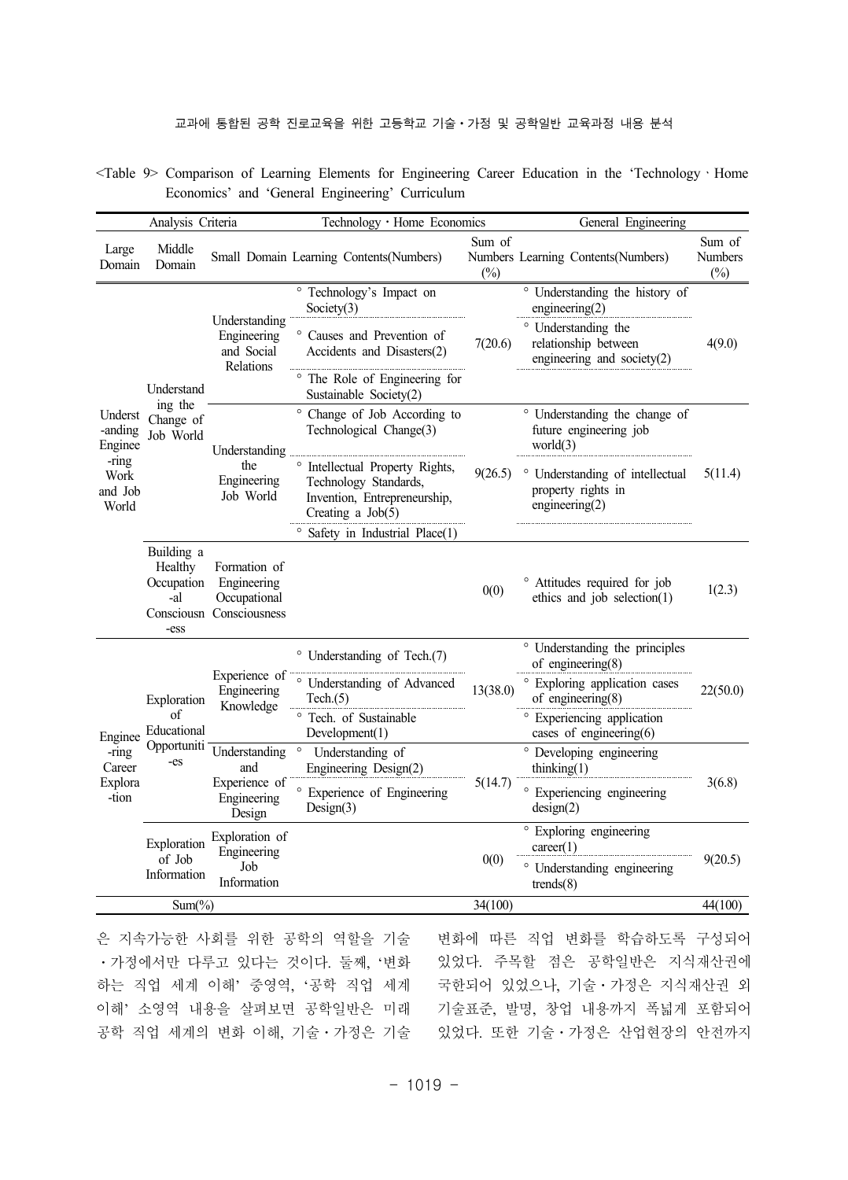<Table 9> Comparison of Learning Elements for Engineering Career Education in the 'Technology · Home Economics' and 'General Engineering' Curriculum

| Analysis Criteria | | | Technology · Home Economics | | General Engineering | |
|---|---|---|---|---|---|---|
| Large Domain | Middle Domain | Small Domain | Learning Contents(Numbers) | Sum of Numbers (%) | Learning Contents(Numbers) | Sum of Numbers (%) |
| Understanding Engineering Work and Job World | Understanding the Change of Job World | Understanding Engineering and Social Relations | ° Technology's Impact on Society(3)<br>° Causes and Prevention of Accidents and Disasters(2)<br>° The Role of Engineering for Sustainable Society(2) | 7(20.6) | ° Understanding the history of engineering(2)<br>° Understanding the relationship between engineering and society(2) | 4(9.0) |
| | | Understanding the Engineering Job World | ° Change of Job According to Technological Change(3)<br>° Intellectual Property Rights, Technology Standards, Invention, Entrepreneurship, Creating a Job(5)<br>° Safety in Industrial Place(1) | 9(26.5) | ° Understanding the change of future engineering job world(3)<br>° Understanding of intellectual property rights in engineering(2) | 5(11.4) |
| | Building a Healthy Occupational Consciousness | Formation of Engineering Occupational Consciousness | | 0(0) | ° Attitudes required for job ethics and job selection(1) | 1(2.3) |
| Engineering Career Exploration | Exploration of Educational Opportunities | Experience of Engineering Knowledge | ° Understanding of Tech.(7)<br>° Understanding of Advanced Tech.(5)<br>° Tech. of Sustainable Development(1) | 13(38.0) | ° Understanding the principles of engineering(8)<br>° Exploring application cases of engineering(8)<br>° Experiencing application cases of engineering(6) | 22(50.0) |
| | | Understanding and Experience of Engineering Design | ° Understanding of Engineering Design(2)<br>° Experience of Engineering Design(3) | 5(14.7) | ° Developing engineering thinking(1)<br>° Experiencing engineering design(2) | 3(6.8) |
| | Exploration of Job Information | Exploration of Engineering Job Information | | 0(0) | ° Exploring engineering career(1)<br>° Understanding engineering trends(8) | 9(20.5) |
| Sum(%) | | | | 34(100) | | 44(100) |

은 지속가능한 사회를 위한 공학의 역할을 기술·가정에서만 다루고 있다는 것이다. 둘째, '변화하는 직업 세계 이해' 중영역, '공학 직업 세계 이해' 소영역 내용을 살펴보면 공학일반은 미래 공학 직업 세계의 변화 이해, 기술·가정은 기술 변화에 따른 직업 변화를 학습하도록 구성되어 있었다. 주목할 점은 공학일반은 지식재산권에 국한되어 있었으나, 기술·가정은 지식재산권 외 기술표준, 발명, 창업 내용까지 폭넓게 포함되어 있었다. 또한 기술·가정은 산업현장의 안전까지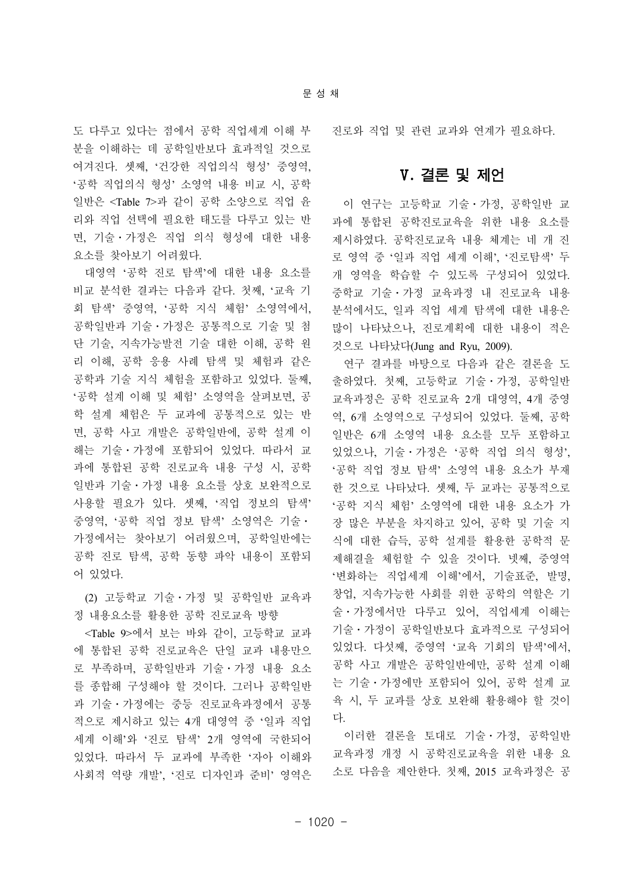도 다루고 있다는 점에서 공학 직업세계 이해 부분을 이해하는 데 공학일반보다 효과적일 것으로 여겨진다. 셋째, '건강한 직업의식 형성' 중영역, '공학 직업의식 형성' 소영역 내용 비교 시, 공학일반은 <Table 7>과 같이 공학 소양으로 직업 윤리와 직업 선택에 필요한 태도를 다루고 있는 반면, 기술・가정은 직업 의식 형성에 대한 내용 요소를 찾아보기 어려웠다.

대영역 '공학 진로 탐색'에 대한 내용 요소를 비교 분석한 결과는 다음과 같다. 첫째, '교육 기회 탐색' 중영역, '공학 지식 체험' 소영역에서, 공학일반과 기술・가정은 공통적으로 기술 및 첨단 기술, 지속가능발전 기술 대한 이해, 공학 원리 이해, 공학 응용 사례 탐색 및 체험과 같은 공학과 기술 지식 체험을 포함하고 있었다. 둘째, '공학 설계 이해 및 체험' 소영역을 살펴보면, 공학 설계 체험은 두 교과에 공통적으로 있는 반면, 공학 사고 개발은 공학일반에, 공학 설계 이해는 기술・가정에 포함되어 있었다. 따라서 교과에 통합된 공학 진로교육 내용 구성 시, 공학일반과 기술・가정 내용 요소를 상호 보완적으로 사용할 필요가 있다. 셋째, '직업 정보의 탐색' 중영역, '공학 직업 정보 탐색' 소영역은 기술・가정에서는 찾아보기 어려웠으며, 공학일반에는 공학 진로 탐색, 공학 동향 파악 내용이 포함되어 있었다.

(2) 고등학교 기술・가정 및 공학일반 교육과정 내용요소를 활용한 공학 진로교육 방향

<Table 9>에서 보는 바와 같이, 고등학교 교과에 통합된 공학 진로교육은 단일 교과 내용만으로 부족하며, 공학일반과 기술・가정 내용 요소를 종합해 구성해야 할 것이다. 그러나 공학일반과 기술・가정에는 중등 진로교육과정에서 공통적으로 제시하고 있는 4개 대영역 중 '일과 직업 세계 이해'와 '진로 탐색' 2개 영역에 국한되어 있었다. 따라서 두 교과에 부족한 '자아 이해와 사회적 역량 개발', '진로 디자인과 준비' 영역은 진로와 직업 및 관련 교과와 연계가 필요하다.

## V. 결론 및 제언

이 연구는 고등학교 기술・가정, 공학일반 교과에 통합된 공학진로교육을 위한 내용 요소를 제시하였다. 공학진로교육 내용 체계는 네 개 진로 영역 중 '일과 직업 세계 이해', '진로탐색' 두 개 영역을 학습할 수 있도록 구성되어 있었다. 중학교 기술・가정 교육과정 내 진로교육 내용 분석에서도, 일과 직업 세계 탐색에 대한 내용은 많이 나타났으나, 진로계획에 대한 내용이 적은 것으로 나타났다(Jung and Ryu, 2009).

연구 결과를 바탕으로 다음과 같은 결론을 도출하였다. 첫째, 고등학교 기술・가정, 공학일반 교육과정은 공학 진로교육 2개 대영역, 4개 중영역, 6개 소영역으로 구성되어 있었다. 둘째, 공학일반은 6개 소영역 내용 요소를 모두 포함하고 있었으나, 기술・가정은 '공학 직업 의식 형성', '공학 직업 정보 탐색' 소영역 내용 요소가 부재한 것으로 나타났다. 셋째, 두 교과는 공통적으로 '공학 지식 체험' 소영역에 대한 내용 요소가 가장 많은 부분을 차지하고 있어, 공학 및 기술 지식에 대한 습득, 공학 설계를 활용한 공학적 문제해결을 체험할 수 있을 것이다. 넷째, 중영역 '변화하는 직업세계 이해'에서, 기술표준, 발명, 창업, 지속가능한 사회를 위한 공학의 역할은 기술・가정에서만 다루고 있어, 직업세계 이해는 기술・가정이 공학일반보다 효과적으로 구성되어 있었다. 다섯째, 중영역 '교육 기회의 탐색'에서, 공학 사고 개발은 공학일반에만, 공학 설계 이해는 기술・가정에만 포함되어 있어, 공학 설계 교육 시, 두 교과를 상호 보완해 활용해야 할 것이다.

이러한 결론을 토대로 기술・가정, 공학일반 교육과정 개정 시 공학진로교육을 위한 내용 요소로 다음을 제안한다. 첫째, 2015 교육과정은 공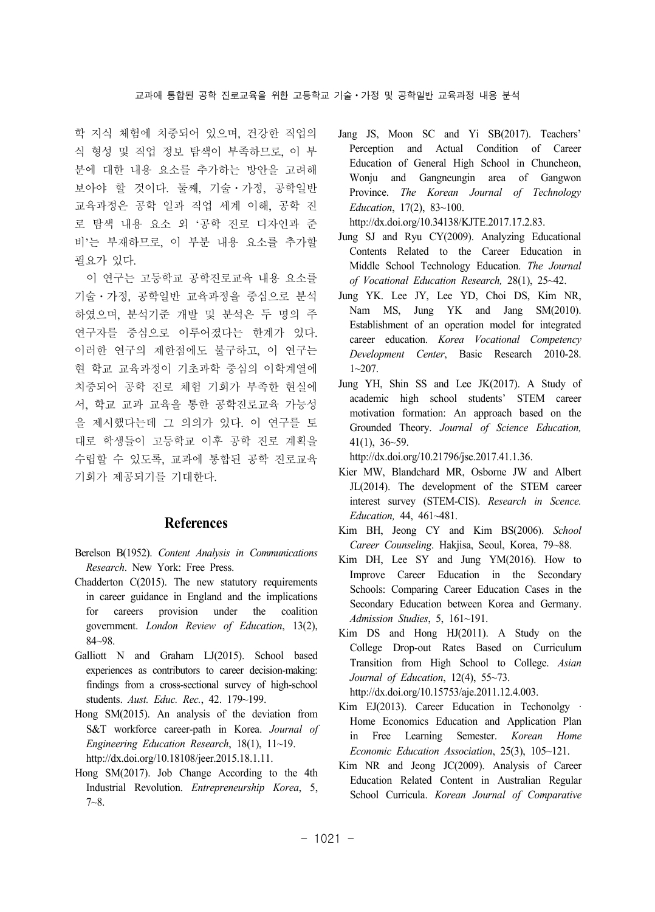학 지식 체험에 치중되어 있으며, 건강한 직업의식 형성 및 직업 정보 탐색이 부족하므로, 이 부분에 대한 내용 요소를 추가하는 방안을 고려해 보아야 할 것이다. 둘째, 기술・가정, 공학일반 교육과정은 공학 일과 직업 세계 이해, 공학 진로 탐색 내용 요소 외 '공학 진로 디자인과 준비'는 부재하므로, 이 부분 내용 요소를 추가할 필요가 있다.

이 연구는 고등학교 공학진로교육 내용 요소를 기술・가정, 공학일반 교육과정을 중심으로 분석하였으며, 분석기준 개발 및 분석은 두 명의 주 연구자를 중심으로 이루어졌다는 한계가 있다. 이러한 연구의 제한점에도 불구하고, 이 연구는 현 학교 교육과정이 기초과학 중심의 이학계열에 치중되어 공학 진로 체험 기회가 부족한 현실에서, 학교 교과 교육을 통한 공학진로교육 가능성을 제시했다는데 그 의의가 있다. 이 연구를 토대로 학생들이 고등학교 이후 공학 진로 계획을 수립할 수 있도록, 교과에 통합된 공학 진로교육 기회가 제공되기를 기대한다.

## References

Berelson B(1952). *Content Analysis in Communications Research*. New York: Free Press.

Chadderton C(2015). The new statutory requirements in career guidance in England and the implications for careers provision under the coalition government. *London Review of Education*, 13(2), 84~98.

Galliott N and Graham LJ(2015). School based experiences as contributors to career decision-making: findings from a cross-sectional survey of high-school students. *Aust. Educ. Rec.*, 42. 179~199.

Hong SM(2015). An analysis of the deviation from S&T workforce career-path in Korea. *Journal of Engineering Education Research*, 18(1), 11~19. http://dx.doi.org/10.18108/jeer.2015.18.1.11.

Hong SM(2017). Job Change According to the 4th Industrial Revolution. *Entrepreneurship Korea*, 5, 7~8.

Jang JS, Moon SC and Yi SB(2017). Teachers' Perception and Actual Condition of Career Education of General High School in Chuncheon, Wonju and Gangneungin area of Gangwon Province. *The Korean Journal of Technology Education*, 17(2), 83~100. http://dx.doi.org/10.34138/KJTE.2017.17.2.83.

Jung SJ and Ryu CY(2009). Analyzing Educational Contents Related to the Career Education in Middle School Technology Education. *The Journal of Vocational Education Research,* 28(1), 25~42.

Jung YK. Lee JY, Lee YD, Choi DS, Kim NR, Nam MS, Jung YK and Jang SM(2010). Establishment of an operation model for integrated career education. *Korea Vocational Competency Development Center*, Basic Research 2010-28. 1~207.

Jung YH, Shin SS and Lee JK(2017). A Study of academic high school students' STEM career motivation formation: An approach based on the Grounded Theory. *Journal of Science Education,* 41(1), 36~59. http://dx.doi.org/10.21796/jse.2017.41.1.36.

Kier MW, Blandchard MR, Osborne JW and Albert JL(2014). The development of the STEM career interest survey (STEM-CIS). *Research in Scence. Education,* 44, 461~481.

Kim BH, Jeong CY and Kim BS(2006). *School Career Counseling*. Hakjisa, Seoul, Korea, 79~88.

Kim DH, Lee SY and Jung YM(2016). How to Improve Career Education in the Secondary Schools: Comparing Career Education Cases in the Secondary Education between Korea and Germany. *Admission Studies*, 5, 161~191.

Kim DS and Hong HJ(2011). A Study on the College Drop-out Rates Based on Curriculum Transition from High School to College. *Asian Journal of Education*, 12(4), 55~73. http://dx.doi.org/10.15753/aje.2011.12.4.003.

Kim EJ(2013). Career Education in Techonolgy · Home Economics Education and Application Plan in Free Learning Semester. *Korean Home Economic Education Association*, 25(3), 105~121.

Kim NR and Jeong JC(2009). Analysis of Career Education Related Content in Australian Regular School Curricula. *Korean Journal of Comparative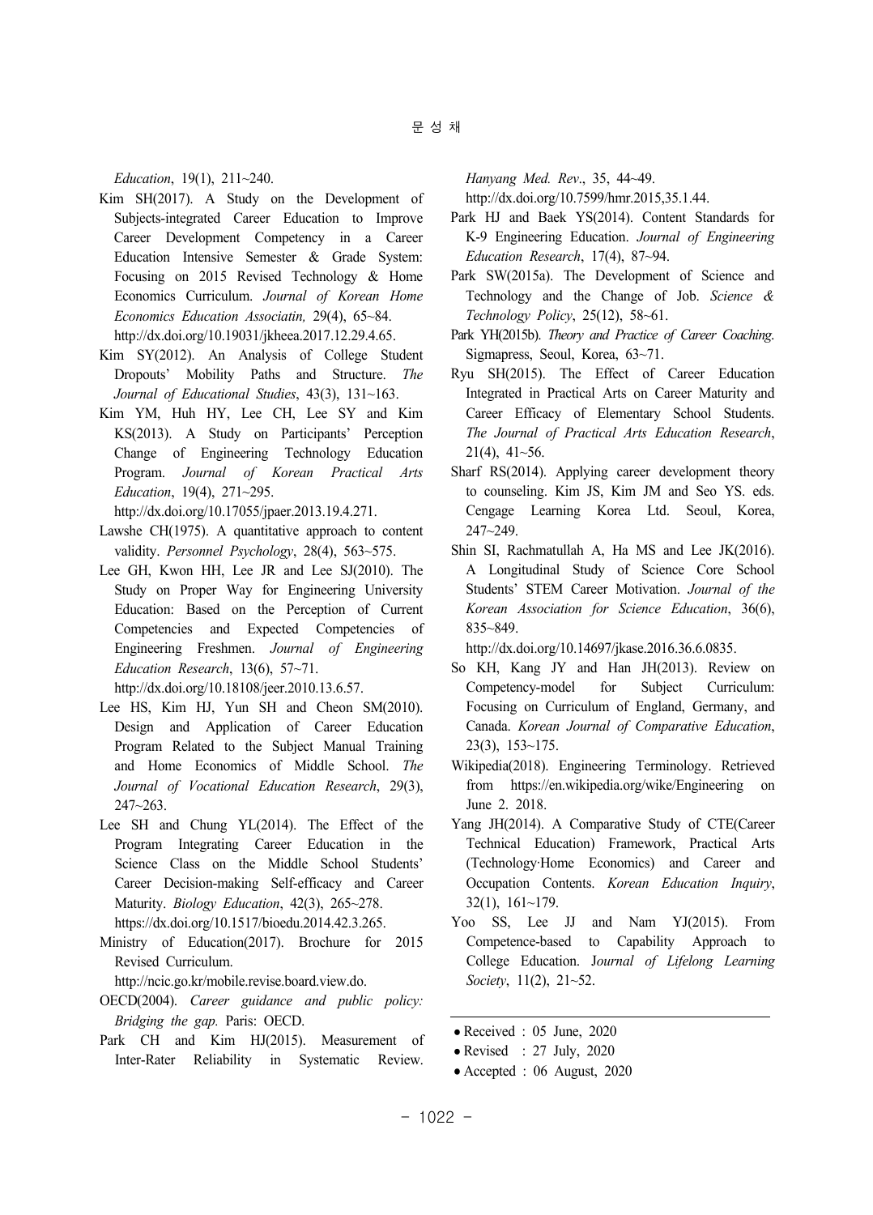*Education*, 19(1), 211~240.

Kim SH(2017). A Study on the Development of Subjects-integrated Career Education to Improve Career Development Competency in a Career Education Intensive Semester & Grade System: Focusing on 2015 Revised Technology & Home Economics Curriculum. *Journal of Korean Home Economics Education Associatin,* 29(4), 65~84. http://dx.doi.org/10.19031/jkheea.2017.12.29.4.65.

Kim SY(2012). An Analysis of College Student Dropouts' Mobility Paths and Structure. *The Journal of Educational Studies*, 43(3), 131~163.

Kim YM, Huh HY, Lee CH, Lee SY and Kim KS(2013). A Study on Participants' Perception Change of Engineering Technology Education Program. *Journal of Korean Practical Arts Education*, 19(4), 271~295. http://dx.doi.org/10.17055/jpaer.2013.19.4.271.

Lawshe CH(1975). A quantitative approach to content validity. *Personnel Psychology*, 28(4), 563~575.

Lee GH, Kwon HH, Lee JR and Lee SJ(2010). The Study on Proper Way for Engineering University Education: Based on the Perception of Current Competencies and Expected Competencies of Engineering Freshmen. *Journal of Engineering Education Research*, 13(6), 57~71. http://dx.doi.org/10.18108/jeer.2010.13.6.57.

Lee HS, Kim HJ, Yun SH and Cheon SM(2010). Design and Application of Career Education Program Related to the Subject Manual Training and Home Economics of Middle School. *The Journal of Vocational Education Research*, 29(3), 247~263.

Lee SH and Chung YL(2014). The Effect of the Program Integrating Career Education in the Science Class on the Middle School Students' Career Decision-making Self-efficacy and Career Maturity. *Biology Education*, 42(3), 265~278. https://dx.doi.org/10.1517/bioedu.2014.42.3.265.

Ministry of Education(2017). Brochure for 2015 Revised Curriculum. http://ncic.go.kr/mobile.revise.board.view.do.

OECD(2004). *Career guidance and public policy: Bridging the gap.* Paris: OECD.

Park CH and Kim HJ(2015). Measurement of Inter-Rater Reliability in Systematic Review. *Hanyang Med. Rev*., 35, 44~49. http://dx.doi.org/10.7599/hmr.2015,35.1.44.

Park HJ and Baek YS(2014). Content Standards for K-9 Engineering Education. *Journal of Engineering Education Research*, 17(4), 87~94.

Park SW(2015a). The Development of Science and Technology and the Change of Job. *Science & Technology Policy*, 25(12), 58~61.

Park YH(2015b). *Theory and Practice of Career Coaching*. Sigmapress, Seoul, Korea, 63~71.

Ryu SH(2015). The Effect of Career Education Integrated in Practical Arts on Career Maturity and Career Efficacy of Elementary School Students. *The Journal of Practical Arts Education Research*, 21(4), 41~56.

Sharf RS(2014). Applying career development theory to counseling. Kim JS, Kim JM and Seo YS. eds. Cengage Learning Korea Ltd. Seoul, Korea, 247~249.

Shin SI, Rachmatullah A, Ha MS and Lee JK(2016). A Longitudinal Study of Science Core School Students' STEM Career Motivation. *Journal of the Korean Association for Science Education*, 36(6), 835~849. http://dx.doi.org/10.14697/jkase.2016.36.6.0835.

So KH, Kang JY and Han JH(2013). Review on Competency-model for Subject Curriculum: Focusing on Curriculum of England, Germany, and Canada. *Korean Journal of Comparative Education*, 23(3), 153~175.

Wikipedia(2018). Engineering Terminology. Retrieved from https://en.wikipedia.org/wike/Engineering on June 2. 2018.

Yang JH(2014). A Comparative Study of CTE(Career Technical Education) Framework, Practical Arts (Technology·Home Economics) and Career and Occupation Contents. *Korean Education Inquiry*, 32(1), 161~179.

Yoo SS, Lee JJ and Nam YJ(2015). From Competence-based to Capability Approach to College Education. J*ournal of Lifelong Learning Society*, 11(2), 21~52.

---

- Received : 05 June, 2020
- Revised : 27 July, 2020
- Accepted : 06 August, 2020